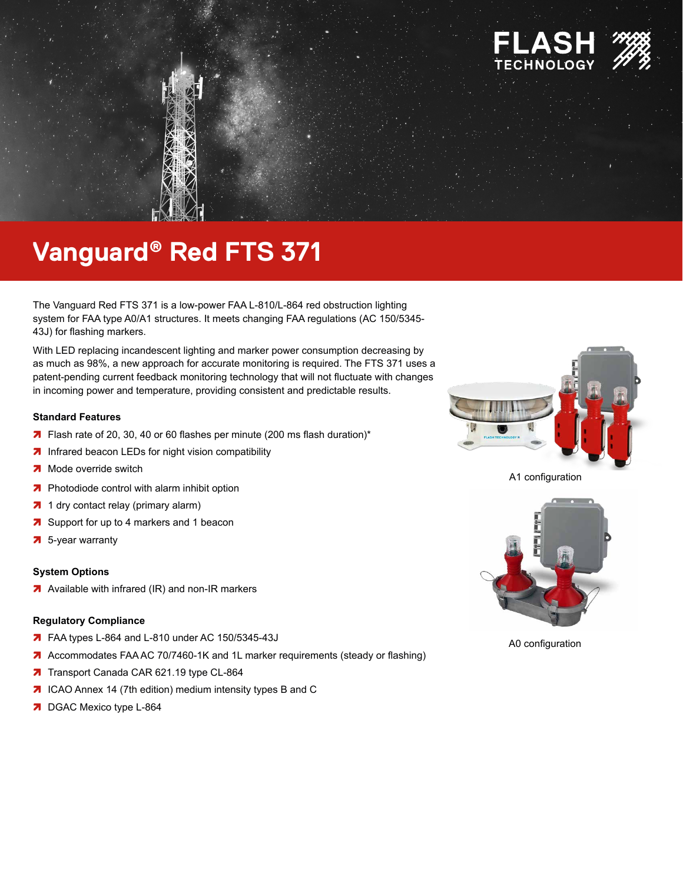# Vanguard® Red FTS 371

The Vanguard Red FTS 371 is a low-power FAA L-810/L-864 red obstruction lighting system for FAA type A0/A1 structures. It meets changing FAA regulations (AC 150/5345-43J) for flashing markers.

With LED replacing incandescent lighting and marker power consumption decreasing by as much as 98%, a new approach for accurate monitoring is required. The FTS 371 uses a patent-pending current feedback monitoring technology that will not fluctuate with changes in incoming power and temperature, providing consistent and predictable results.

### Standard Features

- Flash rate of 20, 30, 40 or 60 flashes per minute (200 ms flash duration)*
- Infrared beacon LEDs for night vision compatibility
- Mode override switch
- Photodiode control with alarm inhibit option
- 1 dry contact relay (primary alarm)
- Support for up to 4 markers and 1 beacon
- 5-year warranty

### System Options

- Available with infrared (IR) and non-IR markers

### Regulatory Compliance

- FAA types L-864 and L-810 under AC 150/5345-43J
- Accommodates FAA AC 70/7460-1K and 1L marker requirements (steady or flashing)
- Transport Canada CAR 621.19 type CL-864
- ICAO Annex 14 (7th edition) medium intensity types B and C
- DGAC Mexico type L-864

A1 configuration

A0 configuration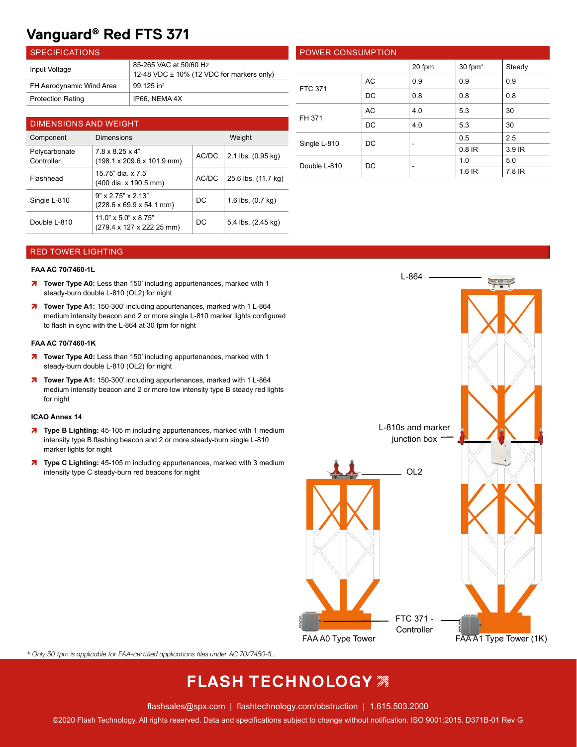# Vanguard® Red FTS 371

## SPECIFICATIONS

| | |
|---|---|
| Input Voltage | 85-265 VAC at 50/60 Hz<br>12-48 VDC ± 10% (12 VDC for markers only) |
| FH Aerodynamic Wind Area | 99.125 in² |
| Protection Rating | IP66, NEMA 4X |

## DIMENSIONS AND WEIGHT

| Component | Dimensions | Weight | |
|---|---|---|---|
| Polycarbonate Controller | 7.8 x 8.25 x 4" (198.1 x 209.6 x 101.9 mm) | AC/DC | 2.1 lbs. (0.95 kg) |
| Flashhead | 15.75" dia. x 7.5" (400 dia. x 190.5 mm) | AC/DC | 25.6 lbs. (11.7 kg) |
| Single L-810 | 9" x 2.75" x 2.13" (228.6 x 69.9 x 54.1 mm) | DC | 1.6 lbs. (0.7 kg) |
| Double L-810 | 11.0" x 5.0" x 8.75" (279.4 x 127 x 222.25 mm) | DC | 5.4 lbs. (2.45 kg) |

## POWER CONSUMPTION

| | | 20 fpm | 30 fpm* | Steady |
|---|---|---|---|---|
| FTC 371 | AC | 0.9 | 0.9 | 0.9 |
| | DC | 0.8 | 0.8 | 0.8 |
| FH 371 | AC | 4.0 | 5.3 | 30 |
| | DC | 4.0 | 5.3 | 30 |
| Single L-810 | DC | - | 0.5 | 2.5 |
| | | | 0.8 IR | 3.9 IR |
| Double L-810 | DC | - | 1.0 | 5.0 |
| | | | 1.6 IR | 7.8 IR |

## RED TOWER LIGHTING

**FAA AC 70/7460-1L**

- **Tower Type A0:** Less than 150' including appurtenances, marked with 1 steady-burn double L-810 (OL2) for night
- **Tower Type A1:** 150-300' including appurtenances, marked with 1 L-864 medium intensity beacon and 2 or more single L-810 marker lights configured to flash in sync with the L-864 at 30 fpm for night

**FAA AC 70/7460-1K**

- **Tower Type A0:** Less than 150' including appurtenances, marked with 1 steady-burn double L-810 (OL2) for night
- **Tower Type A1:** 150-300' including appurtenances, marked with 1 L-864 medium intensity beacon and 2 or more low intensity type B steady red lights for night

**ICAO Annex 14**

- **Type B Lighting:** 45-105 m including appurtenances, marked with 1 medium intensity type B flashing beacon and 2 or more steady-burn single L-810 marker lights for night
- **Type C Lighting:** 45-105 m including appurtenances, marked with 3 medium intensity type C steady-burn red beacons for night

L-864

L-810s and marker junction box

OL2

FTC 371 - Controller

FAA A0 Type Tower

FAA A1 Type Tower (1K)

*\* Only 30 fpm is applicable for FAA-certified applications files under AC 70/7460-1L.*

FLASH TECHNOLOGY

flashsales@spx.com | flashtechnology.com/obstruction | 1.615.503.2000

©2020 Flash Technology. All rights reserved. Data and specifications subject to change without notification. ISO 9001:2015. D371B-01 Rev G